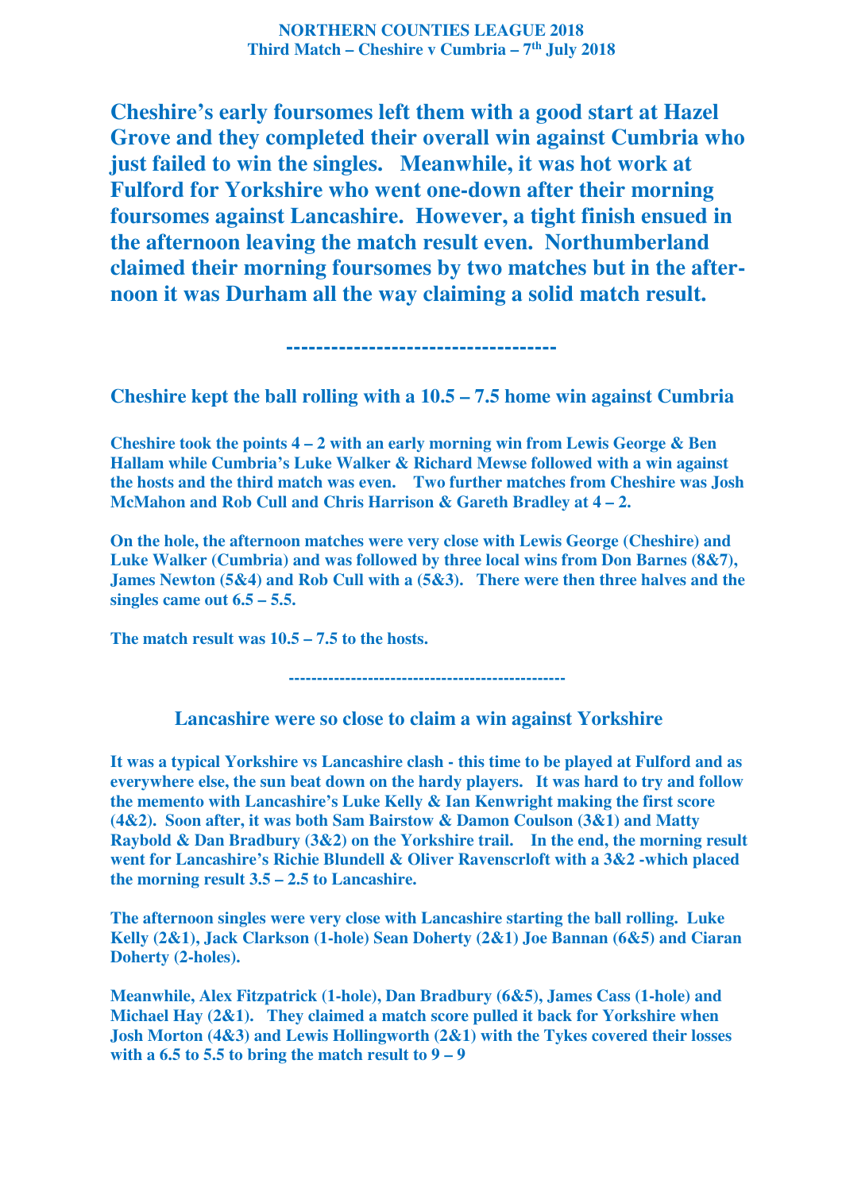**NORTHERN COUNTIES LEAGUE 2018**
**Third Match – Cheshire v Cumbria – 7th July 2018**

**Cheshire's early foursomes left them with a good start at Hazel Grove and they completed their overall win against Cumbria who just failed to win the singles. Meanwhile, it was hot work at Fulford for Yorkshire who went one-down after their morning foursomes against Lancashire. However, a tight finish ensued in the afternoon leaving the match result even. Northumberland claimed their morning foursomes by two matches but in the afternoon it was Durham all the way claiming a solid match result.**

------------------------------------

## Cheshire kept the ball rolling with a 10.5 – 7.5 home win against Cumbria

**Cheshire took the points 4 – 2 with an early morning win from Lewis George & Ben Hallam while Cumbria's Luke Walker & Richard Mewse followed with a win against the hosts and the third match was even. Two further matches from Cheshire was Josh McMahon and Rob Cull and Chris Harrison & Gareth Bradley at 4 – 2.**

**On the hole, the afternoon matches were very close with Lewis George (Cheshire) and Luke Walker (Cumbria) and was followed by three local wins from Don Barnes (8&7), James Newton (5&4) and Rob Cull with a (5&3). There were then three halves and the singles came out 6.5 – 5.5.**

**The match result was 10.5 – 7.5 to the hosts.**

------------------------------------------------

## Lancashire were so close to claim a win against Yorkshire

**It was a typical Yorkshire vs Lancashire clash - this time to be played at Fulford and as everywhere else, the sun beat down on the hardy players. It was hard to try and follow the memento with Lancashire's Luke Kelly & Ian Kenwright making the first score (4&2). Soon after, it was both Sam Bairstow & Damon Coulson (3&1) and Matty Raybold & Dan Bradbury (3&2) on the Yorkshire trail. In the end, the morning result went for Lancashire's Richie Blundell & Oliver Ravenscrloft with a 3&2 -which placed the morning result 3.5 – 2.5 to Lancashire.**

**The afternoon singles were very close with Lancashire starting the ball rolling. Luke Kelly (2&1), Jack Clarkson (1-hole) Sean Doherty (2&1) Joe Bannan (6&5) and Ciaran Doherty (2-holes).**

**Meanwhile, Alex Fitzpatrick (1-hole), Dan Bradbury (6&5), James Cass (1-hole) and Michael Hay (2&1). They claimed a match score pulled it back for Yorkshire when Josh Morton (4&3) and Lewis Hollingworth (2&1) with the Tykes covered their losses with a 6.5 to 5.5 to bring the match result to 9 – 9**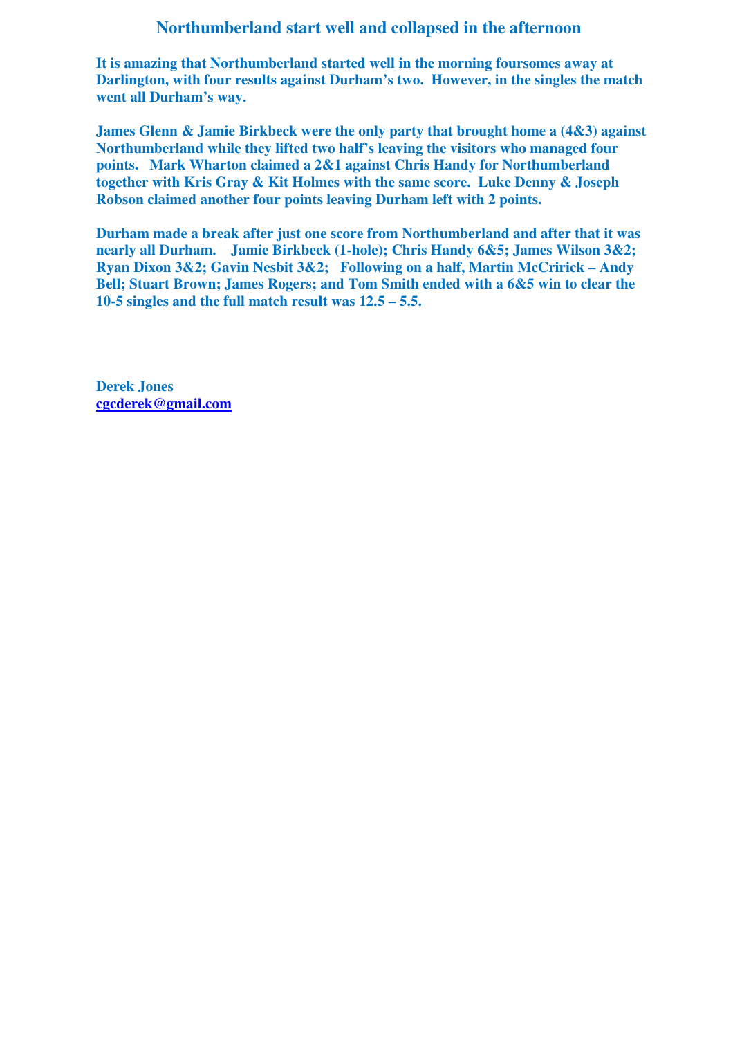# Northumberland start well and collapsed in the afternoon

**It is amazing that Northumberland started well in the morning foursomes away at Darlington, with four results against Durham's two. However, in the singles the match went all Durham's way.**

**James Glenn & Jamie Birkbeck were the only party that brought home a (4&3) against Northumberland while they lifted two half's leaving the visitors who managed four points. Mark Wharton claimed a 2&1 against Chris Handy for Northumberland together with Kris Gray & Kit Holmes with the same score. Luke Denny & Joseph Robson claimed another four points leaving Durham left with 2 points.**

**Durham made a break after just one score from Northumberland and after that it was nearly all Durham. Jamie Birkbeck (1-hole); Chris Handy 6&5; James Wilson 3&2; Ryan Dixon 3&2; Gavin Nesbit 3&2; Following on a half, Martin McCririck – Andy Bell; Stuart Brown; James Rogers; and Tom Smith ended with a 6&5 win to clear the 10-5 singles and the full match result was 12.5 – 5.5.**

**Derek Jones**
**cgcderek@gmail.com**